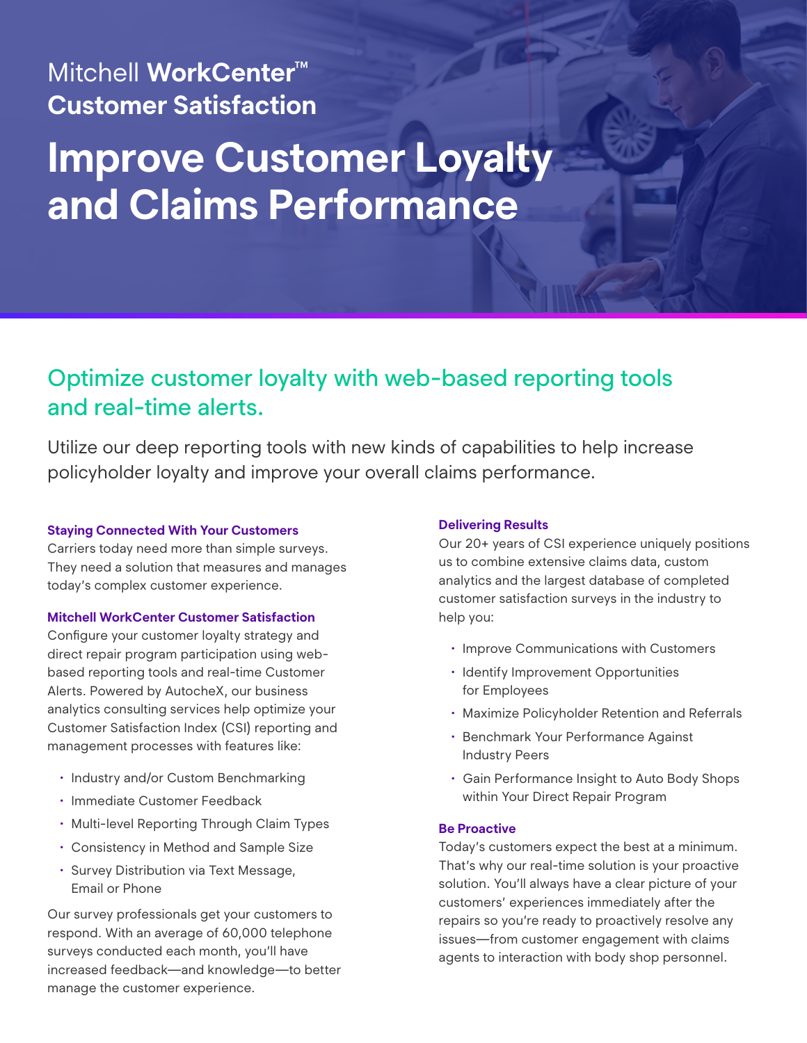Mitchell **WorkCenter™**
**Customer Satisfaction**

# Improve Customer Loyalty and Claims Performance

## Optimize customer loyalty with web-based reporting tools and real-time alerts.

Utilize our deep reporting tools with new kinds of capabilities to help increase policyholder loyalty and improve your overall claims performance.

### Staying Connected With Your Customers

Carriers today need more than simple surveys. They need a solution that measures and manages today's complex customer experience.

### Mitchell WorkCenter Customer Satisfaction

Configure your customer loyalty strategy and direct repair program participation using web-based reporting tools and real-time Customer Alerts. Powered by AutocheX, our business analytics consulting services help optimize your Customer Satisfaction Index (CSI) reporting and management processes with features like:

- Industry and/or Custom Benchmarking
- Immediate Customer Feedback
- Multi-level Reporting Through Claim Types
- Consistency in Method and Sample Size
- Survey Distribution via Text Message, Email or Phone

Our survey professionals get your customers to respond. With an average of 60,000 telephone surveys conducted each month, you'll have increased feedback—and knowledge—to better manage the customer experience.

### Delivering Results

Our 20+ years of CSI experience uniquely positions us to combine extensive claims data, custom analytics and the largest database of completed customer satisfaction surveys in the industry to help you:

- Improve Communications with Customers
- Identify Improvement Opportunities for Employees
- Maximize Policyholder Retention and Referrals
- Benchmark Your Performance Against Industry Peers
- Gain Performance Insight to Auto Body Shops within Your Direct Repair Program

### Be Proactive

Today's customers expect the best at a minimum. That's why our real-time solution is your proactive solution. You'll always have a clear picture of your customers' experiences immediately after the repairs so you're ready to proactively resolve any issues—from customer engagement with claims agents to interaction with body shop personnel.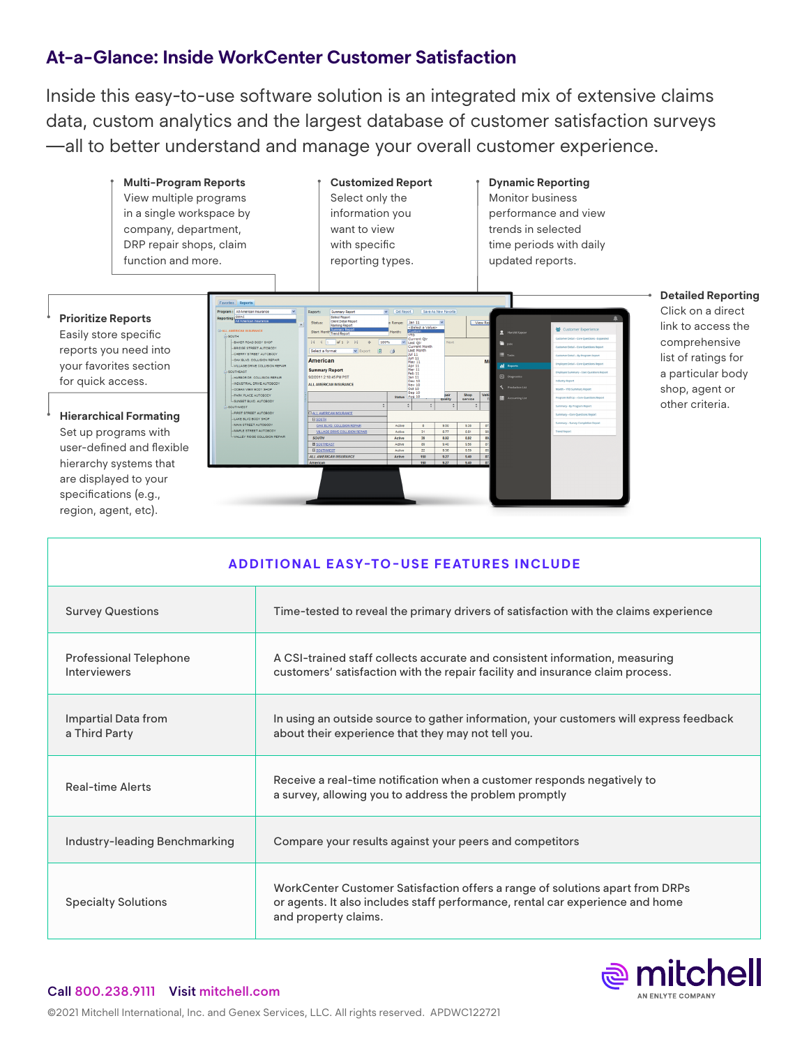## At-a-Glance: Inside WorkCenter Customer Satisfaction

Inside this easy-to-use software solution is an integrated mix of extensive claims data, custom analytics and the largest database of customer satisfaction surveys—all to better understand and manage your overall customer experience.

**Multi-Program Reports**
View multiple programs in a single workspace by company, department, DRP repair shops, claim function and more.

**Customized Report**
Select only the information you want to view with specific reporting types.

**Dynamic Reporting**
Monitor business performance and view trends in selected time periods with daily updated reports.

**Prioritize Reports**
Easily store specific reports you need into your favorites section for quick access.

**Hierarchical Formating**
Set up programs with user-defined and flexible hierarchy systems that are displayed to your specifications (e.g., region, agent, etc).

**Detailed Reporting**
Click on a direct link to access the comprehensive list of ratings for a particular body shop, agent or other criteria.

| ADDITIONAL EASY-TO-USE FEATURES INCLUDE | |
|---|---|
| Survey Questions | Time-tested to reveal the primary drivers of satisfaction with the claims experience |
| Professional Telephone Interviewers | A CSI-trained staff collects accurate and consistent information, measuring customers' satisfaction with the repair facility and insurance claim process. |
| Impartial Data from a Third Party | In using an outside source to gather information, your customers will express feedback about their experience that they may not tell you. |
| Real-time Alerts | Receive a real-time notification when a customer responds negatively to a survey, allowing you to address the problem promptly |
| Industry-leading Benchmarking | Compare your results against your peers and competitors |
| Specialty Solutions | WorkCenter Customer Satisfaction offers a range of solutions apart from DRPs or agents. It also includes staff performance, rental car experience and home and property claims. |

**Call** 800.238.9111 **Visit** mitchell.com

mitchell
AN ENLYTE COMPANY

©2021 Mitchell International, Inc. and Genex Services, LLC. All rights reserved. APDWC122721